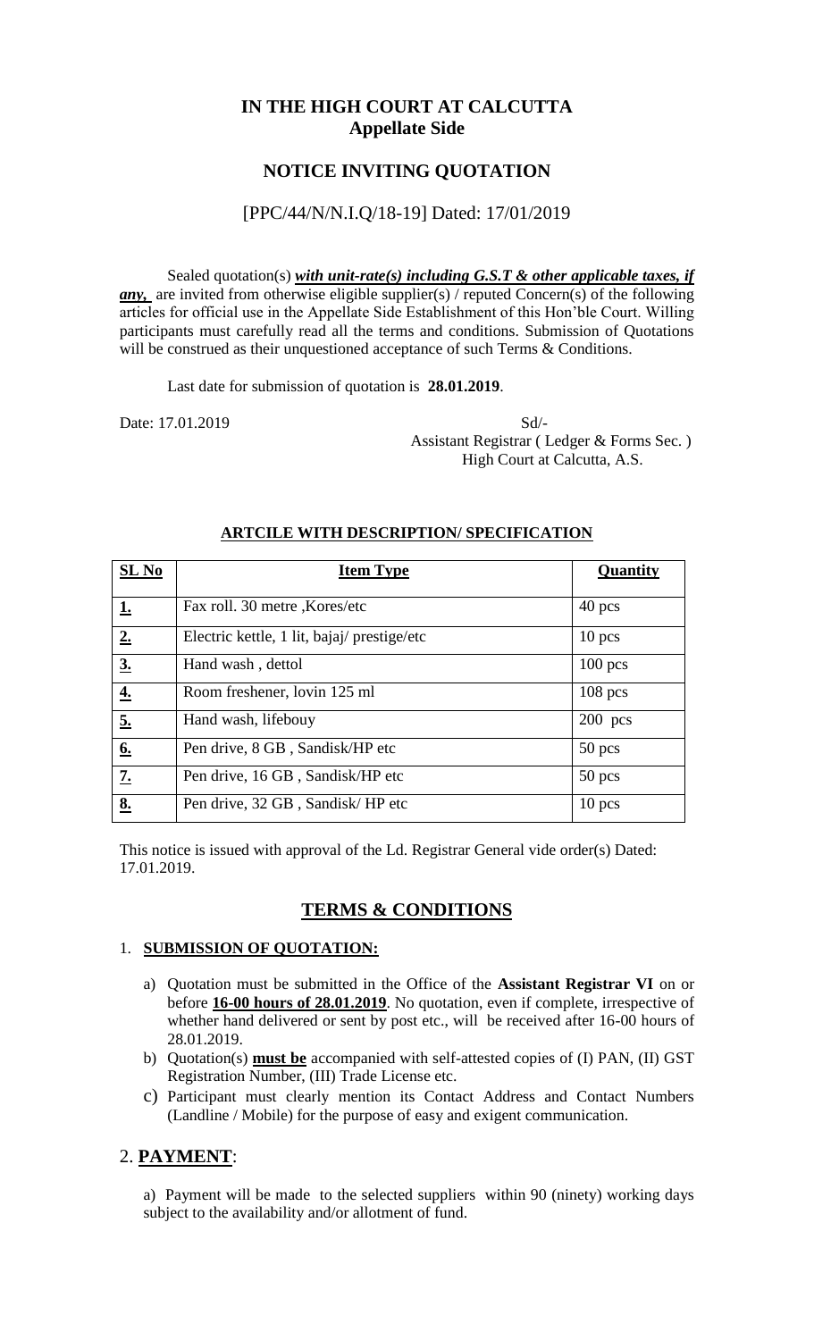# IN THE HIGH COURT AT CALCUTTA
## Appellate Side

## NOTICE INVITING QUOTATION

[PPC/44/N/N.I.Q/18-19] Dated: 17/01/2019

Sealed quotation(s) ***with unit-rate(s) including G.S.T & other applicable taxes, if any,*** are invited from otherwise eligible supplier(s) / reputed Concern(s) of the following articles for official use in the Appellate Side Establishment of this Hon'ble Court. Willing participants must carefully read all the terms and conditions. Submission of Quotations will be construed as their unquestioned acceptance of such Terms & Conditions.

Last date for submission of quotation is **28.01.2019**.

Date: 17.01.2019

Sd/-
Assistant Registrar ( Ledger & Forms Sec. )
High Court at Calcutta, A.S.

**ARTCILE WITH DESCRIPTION/ SPECIFICATION**

| SL No | Item Type | Quantity |
|---|---|---|
| 1. | Fax roll. 30 metre ,Kores/etc | 40 pcs |
| 2. | Electric kettle, 1 lit, bajaj/ prestige/etc | 10 pcs |
| 3. | Hand wash , dettol | 100 pcs |
| 4. | Room freshener, lovin 125 ml | 108 pcs |
| 5. | Hand wash, lifebouy | 200 pcs |
| 6. | Pen drive, 8 GB , Sandisk/HP etc | 50 pcs |
| 7. | Pen drive, 16 GB , Sandisk/HP etc | 50 pcs |
| 8. | Pen drive, 32 GB , Sandisk/ HP etc | 10 pcs |

This notice is issued with approval of the Ld. Registrar General vide order(s) Dated: 17.01.2019.

## TERMS & CONDITIONS

1. **SUBMISSION OF QUOTATION:**

   a) Quotation must be submitted in the Office of the **Assistant Registrar VI** on or before **16-00 hours of 28.01.2019**. No quotation, even if complete, irrespective of whether hand delivered or sent by post etc., will be received after 16-00 hours of 28.01.2019.

   b) Quotation(s) **must be** accompanied with self-attested copies of (I) PAN, (II) GST Registration Number, (III) Trade License etc.

   c) Participant must clearly mention its Contact Address and Contact Numbers (Landline / Mobile) for the purpose of easy and exigent communication.

2. **PAYMENT**:

   a) Payment will be made to the selected suppliers within 90 (ninety) working days subject to the availability and/or allotment of fund.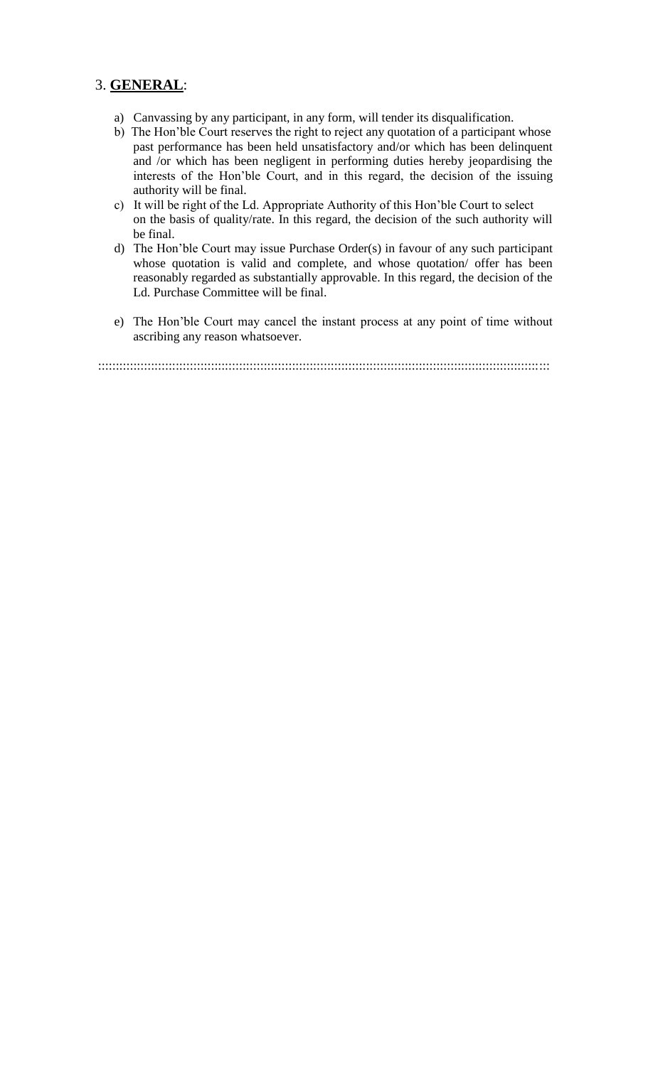## 3. **GENERAL**:

a) Canvassing by any participant, in any form, will tender its disqualification.

b) The Hon'ble Court reserves the right to reject any quotation of a participant whose past performance has been held unsatisfactory and/or which has been delinquent and /or which has been negligent in performing duties hereby jeopardising the interests of the Hon'ble Court, and in this regard, the decision of the issuing authority will be final.

c) It will be right of the Ld. Appropriate Authority of this Hon'ble Court to select on the basis of quality/rate. In this regard, the decision of the such authority will be final.

d) The Hon'ble Court may issue Purchase Order(s) in favour of any such participant whose quotation is valid and complete, and whose quotation/ offer has been reasonably regarded as substantially approvable. In this regard, the decision of the Ld. Purchase Committee will be final.

e) The Hon'ble Court may cancel the instant process at any point of time without ascribing any reason whatsoever.

::::::::::::::::::::::::::::::::::::::::::::::::::::::::::::::::::::::::::::::::::::::::::::::::::::::::::::::::::::::::::::::::::::